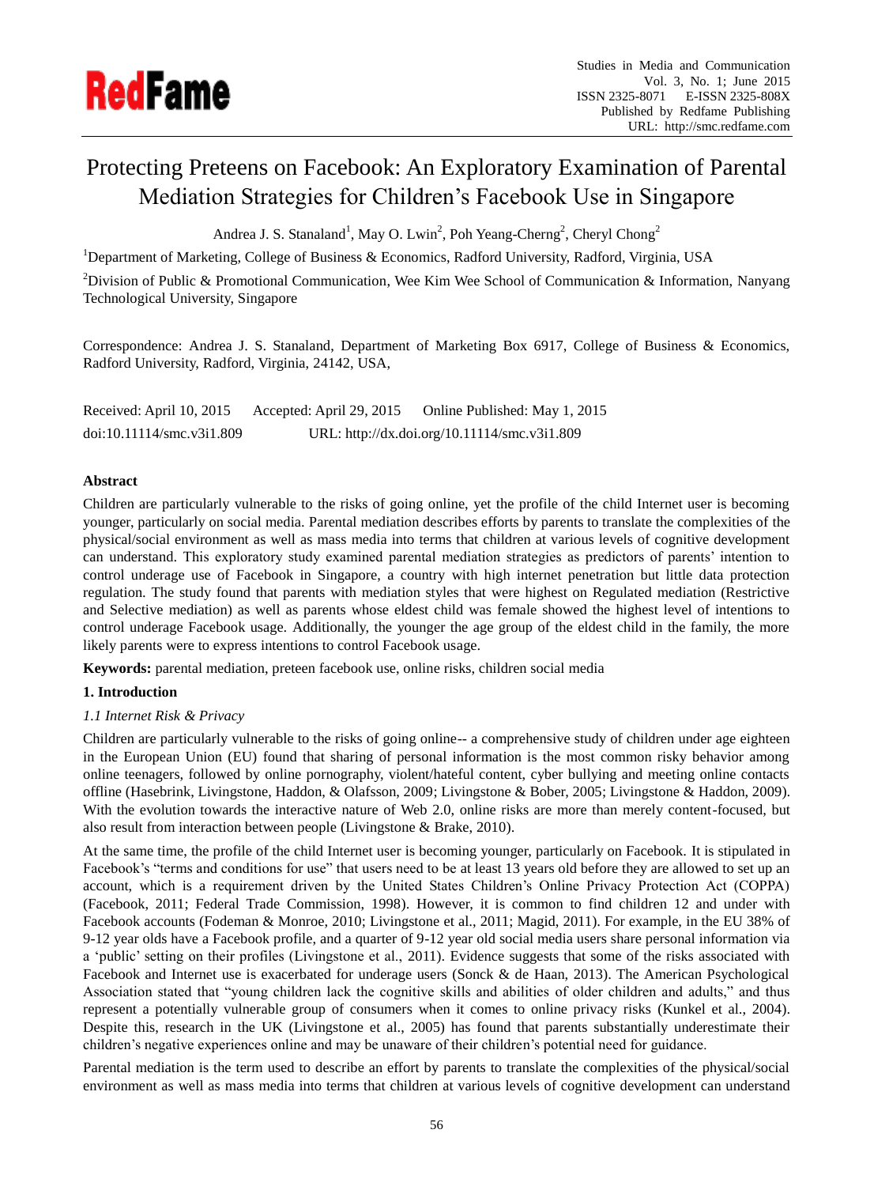# Protecting Preteens on Facebook: An Exploratory Examination of Parental Mediation Strategies for Children's Facebook Use in Singapore

Andrea J. S. Stanaland[1], May O. Lwin[2], Poh Yeang-Cherng[2], Cheryl Chong[2]

[1]Department of Marketing, College of Business & Economics, Radford University, Radford, Virginia, USA

[2]Division of Public & Promotional Communication, Wee Kim Wee School of Communication & Information, Nanyang Technological University, Singapore

Correspondence: Andrea J. S. Stanaland, Department of Marketing Box 6917, College of Business & Economics, Radford University, Radford, Virginia, 24142, USA,

Received: April 10, 2015 Accepted: April 29, 2015 Online Published: May 1, 2015

doi:10.11114/smc.v3i1.809 URL: http://dx.doi.org/10.11114/smc.v3i1.809

**Abstract**

Children are particularly vulnerable to the risks of going online, yet the profile of the child Internet user is becoming younger, particularly on social media. Parental mediation describes efforts by parents to translate the complexities of the physical/social environment as well as mass media into terms that children at various levels of cognitive development can understand. This exploratory study examined parental mediation strategies as predictors of parents' intention to control underage use of Facebook in Singapore, a country with high internet penetration but little data protection regulation. The study found that parents with mediation styles that were highest on Regulated mediation (Restrictive and Selective mediation) as well as parents whose eldest child was female showed the highest level of intentions to control underage Facebook usage. Additionally, the younger the age group of the eldest child in the family, the more likely parents were to express intentions to control Facebook usage.

**Keywords:** parental mediation, preteen facebook use, online risks, children social media

## 1. Introduction

### *1.1 Internet Risk & Privacy*

Children are particularly vulnerable to the risks of going online-- a comprehensive study of children under age eighteen in the European Union (EU) found that sharing of personal information is the most common risky behavior among online teenagers, followed by online pornography, violent/hateful content, cyber bullying and meeting online contacts offline (Hasebrink, Livingstone, Haddon, & Olafsson, 2009; Livingstone & Bober, 2005; Livingstone & Haddon, 2009). With the evolution towards the interactive nature of Web 2.0, online risks are more than merely content-focused, but also result from interaction between people (Livingstone & Brake, 2010).

At the same time, the profile of the child Internet user is becoming younger, particularly on Facebook. It is stipulated in Facebook's "terms and conditions for use" that users need to be at least 13 years old before they are allowed to set up an account, which is a requirement driven by the United States Children's Online Privacy Protection Act (COPPA) (Facebook, 2011; Federal Trade Commission, 1998). However, it is common to find children 12 and under with Facebook accounts (Fodeman & Monroe, 2010; Livingstone et al., 2011; Magid, 2011). For example, in the EU 38% of 9-12 year olds have a Facebook profile, and a quarter of 9-12 year old social media users share personal information via a 'public' setting on their profiles (Livingstone et al., 2011). Evidence suggests that some of the risks associated with Facebook and Internet use is exacerbated for underage users (Sonck & de Haan, 2013). The American Psychological Association stated that "young children lack the cognitive skills and abilities of older children and adults," and thus represent a potentially vulnerable group of consumers when it comes to online privacy risks (Kunkel et al., 2004). Despite this, research in the UK (Livingstone et al., 2005) has found that parents substantially underestimate their children's negative experiences online and may be unaware of their children's potential need for guidance.

Parental mediation is the term used to describe an effort by parents to translate the complexities of the physical/social environment as well as mass media into terms that children at various levels of cognitive development can understand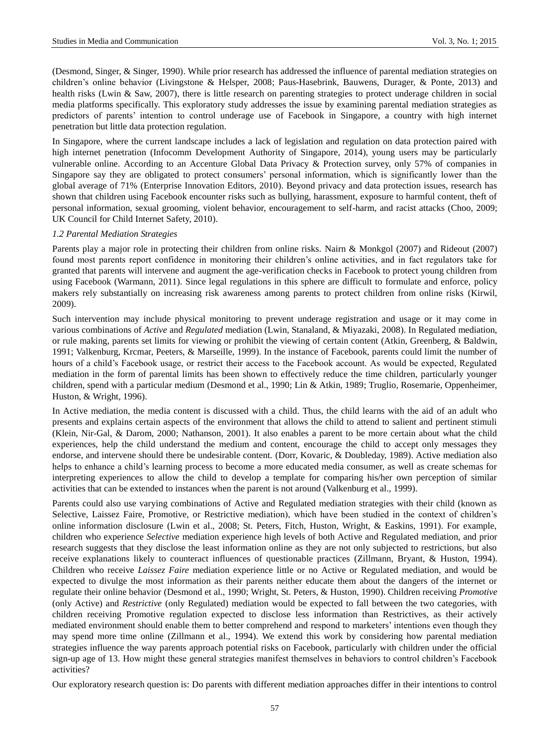(Desmond, Singer, & Singer, 1990). While prior research has addressed the influence of parental mediation strategies on children's online behavior (Livingstone & Helsper, 2008; Paus-Hasebrink, Bauwens, Durager, & Ponte, 2013) and health risks (Lwin & Saw, 2007), there is little research on parenting strategies to protect underage children in social media platforms specifically. This exploratory study addresses the issue by examining parental mediation strategies as predictors of parents' intention to control underage use of Facebook in Singapore, a country with high internet penetration but little data protection regulation.

In Singapore, where the current landscape includes a lack of legislation and regulation on data protection paired with high internet penetration (Infocomm Development Authority of Singapore, 2014), young users may be particularly vulnerable online. According to an Accenture Global Data Privacy & Protection survey, only 57% of companies in Singapore say they are obligated to protect consumers' personal information, which is significantly lower than the global average of 71% (Enterprise Innovation Editors, 2010). Beyond privacy and data protection issues, research has shown that children using Facebook encounter risks such as bullying, harassment, exposure to harmful content, theft of personal information, sexual grooming, violent behavior, encouragement to self-harm, and racist attacks (Choo, 2009; UK Council for Child Internet Safety, 2010).

### *1.2 Parental Mediation Strategies*

Parents play a major role in protecting their children from online risks. Nairn & Monkgol (2007) and Rideout (2007) found most parents report confidence in monitoring their children's online activities, and in fact regulators take for granted that parents will intervene and augment the age-verification checks in Facebook to protect young children from using Facebook (Warmann, 2011). Since legal regulations in this sphere are difficult to formulate and enforce, policy makers rely substantially on increasing risk awareness among parents to protect children from online risks (Kirwil, 2009).

Such intervention may include physical monitoring to prevent underage registration and usage or it may come in various combinations of *Active* and *Regulated* mediation (Lwin, Stanaland, & Miyazaki, 2008). In Regulated mediation, or rule making, parents set limits for viewing or prohibit the viewing of certain content (Atkin, Greenberg, & Baldwin, 1991; Valkenburg, Krcmar, Peeters, & Marseille, 1999). In the instance of Facebook, parents could limit the number of hours of a child's Facebook usage, or restrict their access to the Facebook account. As would be expected, Regulated mediation in the form of parental limits has been shown to effectively reduce the time children, particularly younger children, spend with a particular medium (Desmond et al., 1990; Lin & Atkin, 1989; Truglio, Rosemarie, Oppenheimer, Huston, & Wright, 1996).

In Active mediation, the media content is discussed with a child. Thus, the child learns with the aid of an adult who presents and explains certain aspects of the environment that allows the child to attend to salient and pertinent stimuli (Klein, Nir-Gal, & Darom, 2000; Nathanson, 2001). It also enables a parent to be more certain about what the child experiences, help the child understand the medium and content, encourage the child to accept only messages they endorse, and intervene should there be undesirable content. (Dorr, Kovaric, & Doubleday, 1989). Active mediation also helps to enhance a child's learning process to become a more educated media consumer, as well as create schemas for interpreting experiences to allow the child to develop a template for comparing his/her own perception of similar activities that can be extended to instances when the parent is not around (Valkenburg et al., 1999).

Parents could also use varying combinations of Active and Regulated mediation strategies with their child (known as Selective, Laissez Faire, Promotive, or Restrictive mediation), which have been studied in the context of children's online information disclosure (Lwin et al., 2008; St. Peters, Fitch, Huston, Wright, & Easkins, 1991). For example, children who experience *Selective* mediation experience high levels of both Active and Regulated mediation, and prior research suggests that they disclose the least information online as they are not only subjected to restrictions, but also receive explanations likely to counteract influences of questionable practices (Zillmann, Bryant, & Huston, 1994). Children who receive *Laissez Faire* mediation experience little or no Active or Regulated mediation, and would be expected to divulge the most information as their parents neither educate them about the dangers of the internet or regulate their online behavior (Desmond et al., 1990; Wright, St. Peters, & Huston, 1990). Children receiving *Promotive* (only Active) and *Restrictive* (only Regulated) mediation would be expected to fall between the two categories, with children receiving Promotive regulation expected to disclose less information than Restrictives, as their actively mediated environment should enable them to better comprehend and respond to marketers' intentions even though they may spend more time online (Zillmann et al., 1994). We extend this work by considering how parental mediation strategies influence the way parents approach potential risks on Facebook, particularly with children under the official sign-up age of 13. How might these general strategies manifest themselves in behaviors to control children's Facebook activities?

Our exploratory research question is: Do parents with different mediation approaches differ in their intentions to control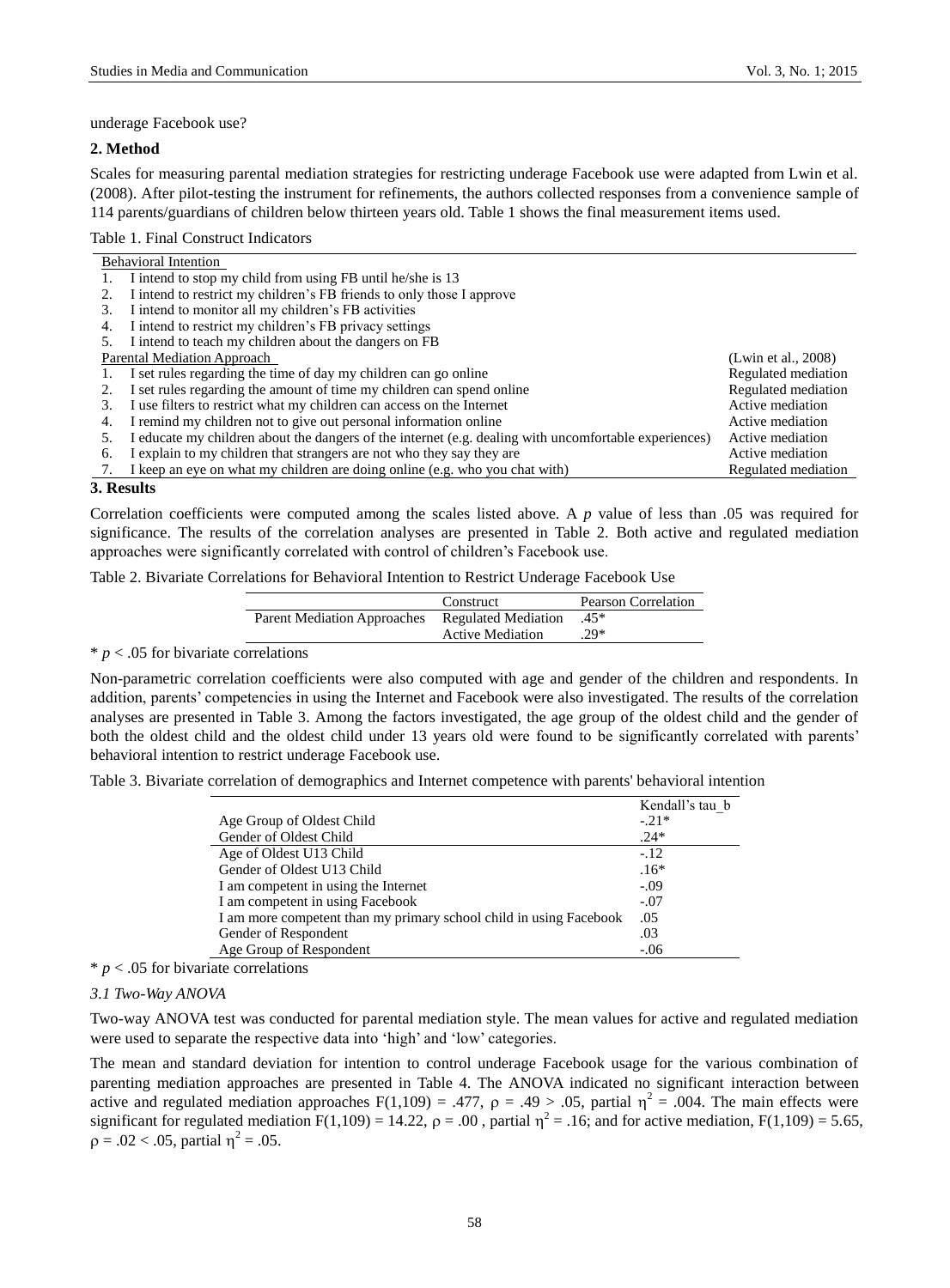underage Facebook use?

## 2. Method

Scales for measuring parental mediation strategies for restricting underage Facebook use were adapted from Lwin et al. (2008). After pilot-testing the instrument for refinements, the authors collected responses from a convenience sample of 114 parents/guardians of children below thirteen years old. Table 1 shows the final measurement items used.

Table 1. Final Construct Indicators

| | |
|---|---|
| Behavioral Intention | |
| 1. I intend to stop my child from using FB until he/she is 13 | |
| 2. I intend to restrict my children's FB friends to only those I approve | |
| 3. I intend to monitor all my children's FB activities | |
| 4. I intend to restrict my children's FB privacy settings | |
| 5. I intend to teach my children about the dangers on FB | |
| Parental Mediation Approach | (Lwin et al., 2008) |
| 1. I set rules regarding the time of day my children can go online | Regulated mediation |
| 2. I set rules regarding the amount of time my children can spend online | Regulated mediation |
| 3. I use filters to restrict what my children can access on the Internet | Active mediation |
| 4. I remind my children not to give out personal information online | Active mediation |
| 5. I educate my children about the dangers of the internet (e.g. dealing with uncomfortable experiences) | Active mediation |
| 6. I explain to my children that strangers are not who they say they are | Active mediation |
| 7. I keep an eye on what my children are doing online (e.g. who you chat with) | Regulated mediation |

## 3. Results

Correlation coefficients were computed among the scales listed above. A *p* value of less than .05 was required for significance. The results of the correlation analyses are presented in Table 2. Both active and regulated mediation approaches were significantly correlated with control of children's Facebook use.

Table 2. Bivariate Correlations for Behavioral Intention to Restrict Underage Facebook Use

| | Construct | Pearson Correlation |
|---|---|---|
| Parent Mediation Approaches | Regulated Mediation | .45* |
| | Active Mediation | .29* |

\* $p < .05$ for bivariate correlations

Non-parametric correlation coefficients were also computed with age and gender of the children and respondents. In addition, parents' competencies in using the Internet and Facebook were also investigated. The results of the correlation analyses are presented in Table 3. Among the factors investigated, the age group of the oldest child and the gender of both the oldest child and the oldest child under 13 years old were found to be significantly correlated with parents' behavioral intention to restrict underage Facebook use.

Table 3. Bivariate correlation of demographics and Internet competence with parents' behavioral intention

| | Kendall's tau_b |
|---|---|
| Age Group of Oldest Child | -.21* |
| Gender of Oldest Child | .24* |
| Age of Oldest U13 Child | -.12 |
| Gender of Oldest U13 Child | .16* |
| I am competent in using the Internet | -.09 |
| I am competent in using Facebook | -.07 |
| I am more competent than my primary school child in using Facebook | .05 |
| Gender of Respondent | .03 |
| Age Group of Respondent | -.06 |

\* $p < .05$ for bivariate correlations

### 3.1 Two-Way ANOVA

Two-way ANOVA test was conducted for parental mediation style. The mean values for active and regulated mediation were used to separate the respective data into 'high' and 'low' categories.

The mean and standard deviation for intention to control underage Facebook usage for the various combination of parenting mediation approaches are presented in Table 4. The ANOVA indicated no significant interaction between active and regulated mediation approaches $F(1,109) = .477$, $\rho = .49 > .05$, partial $\eta^2 = .004$. The main effects were significant for regulated mediation $F(1,109) = 14.22$, $\rho = .00$ , partial $\eta^2 = .16$; and for active mediation, $F(1,109) = 5.65$, $\rho = .02 < .05$, partial $\eta^2 = .05$.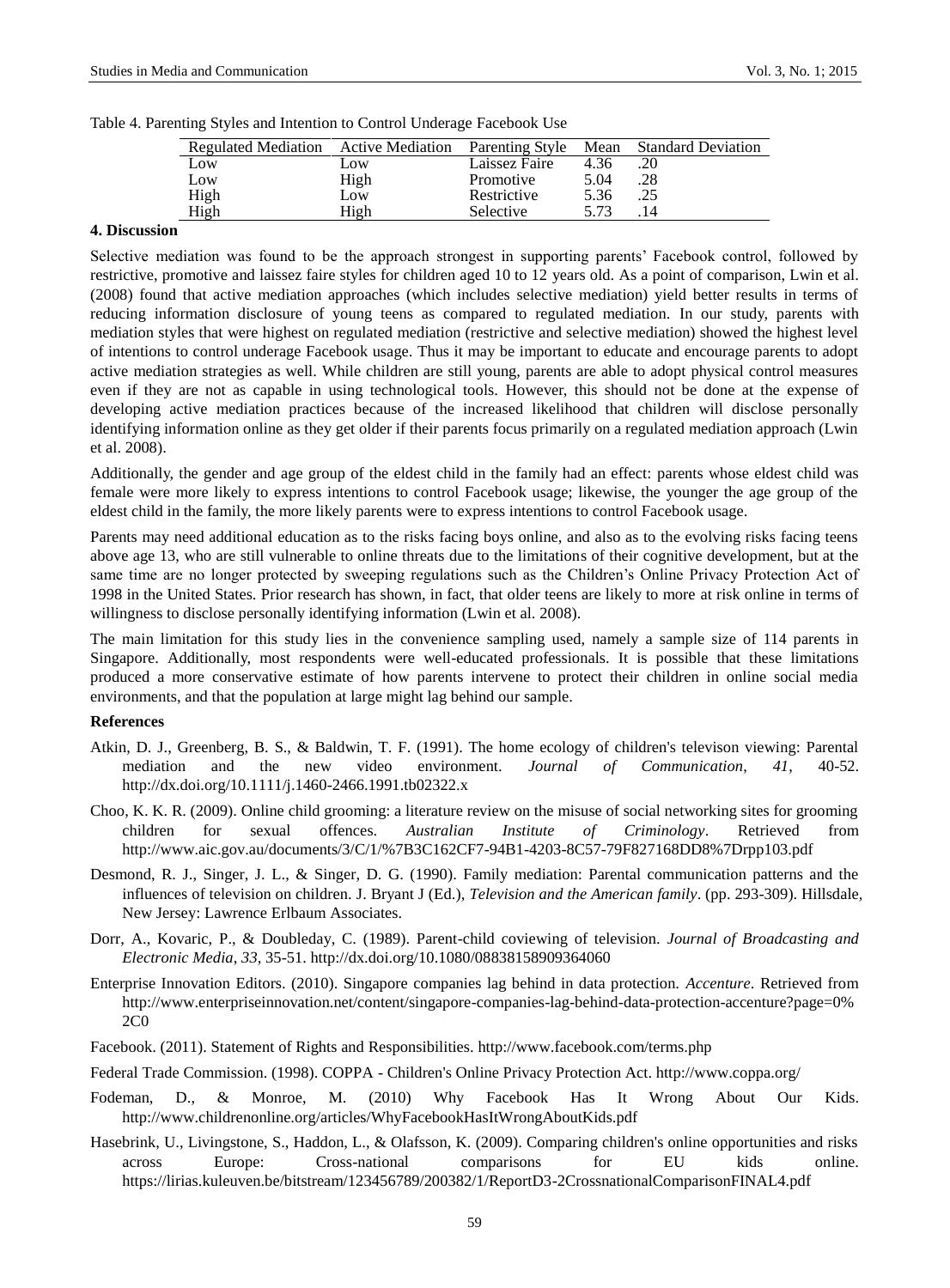Table 4. Parenting Styles and Intention to Control Underage Facebook Use

| Regulated Mediation | Active Mediation | Parenting Style | Mean | Standard Deviation |
| --- | --- | --- | --- | --- |
| Low | Low | Laissez Faire | 4.36 | .20 |
| Low | High | Promotive | 5.04 | .28 |
| High | Low | Restrictive | 5.36 | .25 |
| High | High | Selective | 5.73 | .14 |

### 4. Discussion

Selective mediation was found to be the approach strongest in supporting parents' Facebook control, followed by restrictive, promotive and laissez faire styles for children aged 10 to 12 years old. As a point of comparison, Lwin et al. (2008) found that active mediation approaches (which includes selective mediation) yield better results in terms of reducing information disclosure of young teens as compared to regulated mediation. In our study, parents with mediation styles that were highest on regulated mediation (restrictive and selective mediation) showed the highest level of intentions to control underage Facebook usage. Thus it may be important to educate and encourage parents to adopt active mediation strategies as well. While children are still young, parents are able to adopt physical control measures even if they are not as capable in using technological tools. However, this should not be done at the expense of developing active mediation practices because of the increased likelihood that children will disclose personally identifying information online as they get older if their parents focus primarily on a regulated mediation approach (Lwin et al. 2008).

Additionally, the gender and age group of the eldest child in the family had an effect: parents whose eldest child was female were more likely to express intentions to control Facebook usage; likewise, the younger the age group of the eldest child in the family, the more likely parents were to express intentions to control Facebook usage.

Parents may need additional education as to the risks facing boys online, and also as to the evolving risks facing teens above age 13, who are still vulnerable to online threats due to the limitations of their cognitive development, but at the same time are no longer protected by sweeping regulations such as the Children's Online Privacy Protection Act of 1998 in the United States. Prior research has shown, in fact, that older teens are likely to more at risk online in terms of willingness to disclose personally identifying information (Lwin et al. 2008).

The main limitation for this study lies in the convenience sampling used, namely a sample size of 114 parents in Singapore. Additionally, most respondents were well-educated professionals. It is possible that these limitations produced a more conservative estimate of how parents intervene to protect their children in online social media environments, and that the population at large might lag behind our sample.

### References

Atkin, D. J., Greenberg, B. S., & Baldwin, T. F. (1991). The home ecology of children's televison viewing: Parental mediation and the new video environment. *Journal of Communication*, *41*, 40-52. http://dx.doi.org/10.1111/j.1460-2466.1991.tb02322.x

Choo, K. K. R. (2009). Online child grooming: a literature review on the misuse of social networking sites for grooming children for sexual offences. *Australian Institute of Criminology*. Retrieved from http://www.aic.gov.au/documents/3/C/1/%7B3C162CF7-94B1-4203-8C57-79F827168DD8%7Drpp103.pdf

Desmond, R. J., Singer, J. L., & Singer, D. G. (1990). Family mediation: Parental communication patterns and the influences of television on children. J. Bryant J (Ed.), *Television and the American family*. (pp. 293-309). Hillsdale, New Jersey: Lawrence Erlbaum Associates.

Dorr, A., Kovaric, P., & Doubleday, C. (1989). Parent-child coviewing of television. *Journal of Broadcasting and Electronic Media*, *33*, 35-51. http://dx.doi.org/10.1080/08838158909364060

Enterprise Innovation Editors. (2010). Singapore companies lag behind in data protection. *Accenture*. Retrieved from http://www.enterpriseinnovation.net/content/singapore-companies-lag-behind-data-protection-accenture?page=0%2C0

Facebook. (2011). Statement of Rights and Responsibilities. http://www.facebook.com/terms.php

Federal Trade Commission. (1998). COPPA - Children's Online Privacy Protection Act. http://www.coppa.org/

Fodeman, D., & Monroe, M. (2010) Why Facebook Has It Wrong About Our Kids. http://www.childrenonline.org/articles/WhyFacebookHasItWrongAboutKids.pdf

Hasebrink, U., Livingstone, S., Haddon, L., & Olafsson, K. (2009). Comparing children's online opportunities and risks across Europe: Cross-national comparisons for EU kids online. https://lirias.kuleuven.be/bitstream/123456789/200382/1/ReportD3-2CrossnationalComparisonFINAL4.pdf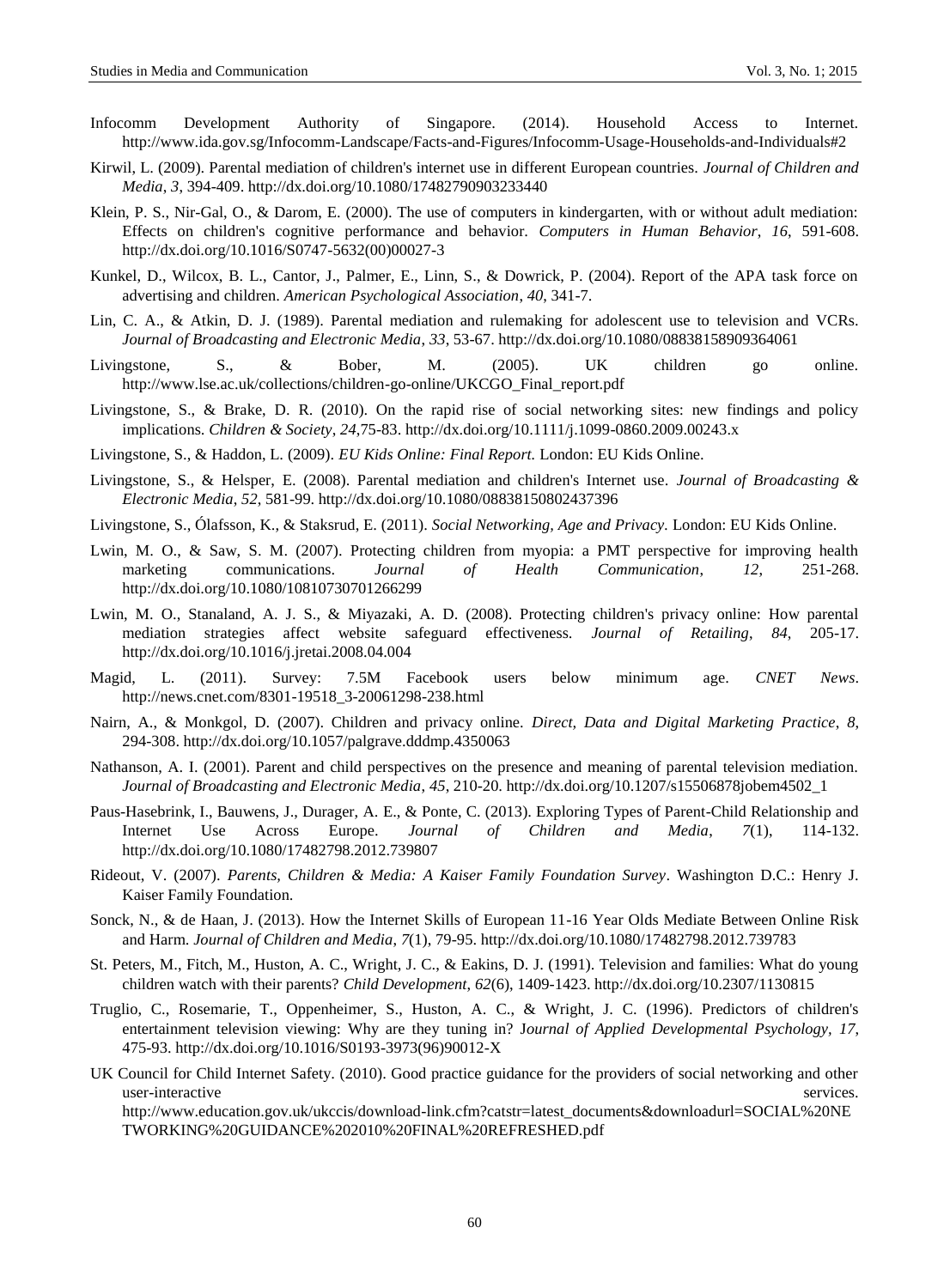Infocomm Development Authority of Singapore. (2014). Household Access to Internet. http://www.ida.gov.sg/Infocomm-Landscape/Facts-and-Figures/Infocomm-Usage-Households-and-Individuals#2

Kirwil, L. (2009). Parental mediation of children's internet use in different European countries. *Journal of Children and Media*, *3*, 394-409. http://dx.doi.org/10.1080/17482790903233440

Klein, P. S., Nir-Gal, O., & Darom, E. (2000). The use of computers in kindergarten, with or without adult mediation: Effects on children's cognitive performance and behavior. *Computers in Human Behavior*, *16*, 591-608. http://dx.doi.org/10.1016/S0747-5632(00)00027-3

Kunkel, D., Wilcox, B. L., Cantor, J., Palmer, E., Linn, S., & Dowrick, P. (2004). Report of the APA task force on advertising and children. *American Psychological Association*, *40*, 341-7.

Lin, C. A., & Atkin, D. J. (1989). Parental mediation and rulemaking for adolescent use to television and VCRs. *Journal of Broadcasting and Electronic Media*, *33*, 53-67. http://dx.doi.org/10.1080/08838158909364061

Livingstone, S., & Bober, M. (2005). UK children go online. http://www.lse.ac.uk/collections/children-go-online/UKCGO_Final_report.pdf

Livingstone, S., & Brake, D. R. (2010). On the rapid rise of social networking sites: new findings and policy implications. *Children & Society*, *24*,75-83. http://dx.doi.org/10.1111/j.1099-0860.2009.00243.x

Livingstone, S., & Haddon, L. (2009). *EU Kids Online: Final Report.* London: EU Kids Online.

Livingstone, S., & Helsper, E. (2008). Parental mediation and children's Internet use. *Journal of Broadcasting & Electronic Media*, *52*, 581-99. http://dx.doi.org/10.1080/08838150802437396

Livingstone, S., Ólafsson, K., & Staksrud, E. (2011). *Social Networking, Age and Privacy.* London: EU Kids Online.

Lwin, M. O., & Saw, S. M. (2007). Protecting children from myopia: a PMT perspective for improving health marketing communications. *Journal of Health Communication*, *12*, 251-268. http://dx.doi.org/10.1080/10810730701266299

Lwin, M. O., Stanaland, A. J. S., & Miyazaki, A. D. (2008). Protecting children's privacy online: How parental mediation strategies affect website safeguard effectiveness. *Journal of Retailing*, *84*, 205-17. http://dx.doi.org/10.1016/j.jretai.2008.04.004

Magid, L. (2011). Survey: 7.5M Facebook users below minimum age. *CNET News*. http://news.cnet.com/8301-19518_3-20061298-238.html

Nairn, A., & Monkgol, D. (2007). Children and privacy online. *Direct, Data and Digital Marketing Practice*, *8*, 294-308. http://dx.doi.org/10.1057/palgrave.dddmp.4350063

Nathanson, A. I. (2001). Parent and child perspectives on the presence and meaning of parental television mediation. *Journal of Broadcasting and Electronic Media*, *45*, 210-20. http://dx.doi.org/10.1207/s15506878jobem4502_1

Paus-Hasebrink, I., Bauwens, J., Durager, A. E., & Ponte, C. (2013). Exploring Types of Parent-Child Relationship and Internet Use Across Europe. *Journal of Children and Media*, *7*(1), 114-132. http://dx.doi.org/10.1080/17482798.2012.739807

Rideout, V. (2007). *Parents, Children & Media: A Kaiser Family Foundation Survey*. Washington D.C.: Henry J. Kaiser Family Foundation.

Sonck, N., & de Haan, J. (2013). How the Internet Skills of European 11-16 Year Olds Mediate Between Online Risk and Harm. *Journal of Children and Media*, *7*(1), 79-95. http://dx.doi.org/10.1080/17482798.2012.739783

St. Peters, M., Fitch, M., Huston, A. C., Wright, J. C., & Eakins, D. J. (1991). Television and families: What do young children watch with their parents? *Child Development*, *62*(6), 1409-1423. http://dx.doi.org/10.2307/1130815

Truglio, C., Rosemarie, T., Oppenheimer, S., Huston, A. C., & Wright, J. C. (1996). Predictors of children's entertainment television viewing: Why are they tuning in? *Journal of Applied Developmental Psychology*, *17*, 475-93. http://dx.doi.org/10.1016/S0193-3973(96)90012-X

UK Council for Child Internet Safety. (2010). Good practice guidance for the providers of social networking and other user-interactive services. http://www.education.gov.uk/ukccis/download-link.cfm?catstr=latest_documents&downloadurl=SOCIAL%20NETWORKING%20GUIDANCE%202010%20FINAL%20REFRESHED.pdf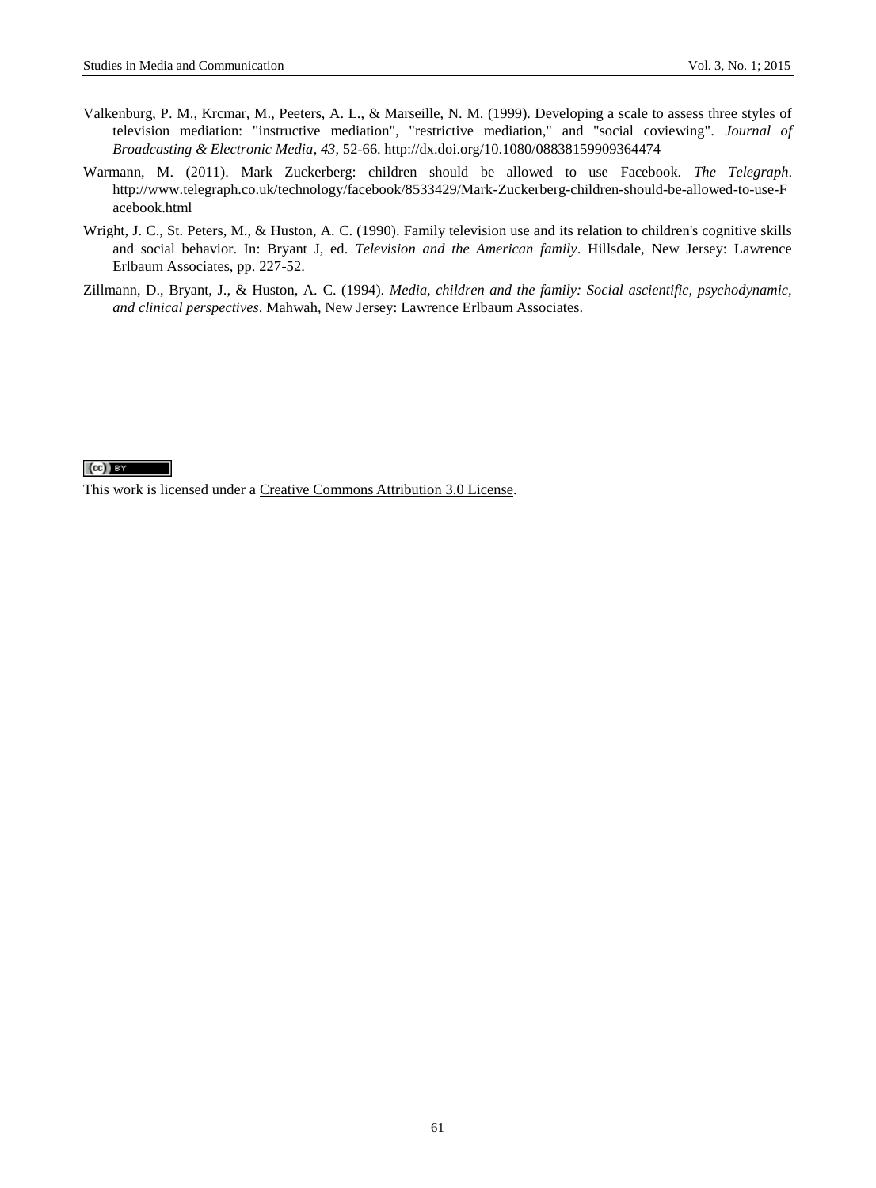Valkenburg, P. M., Krcmar, M., Peeters, A. L., & Marseille, N. M. (1999). Developing a scale to assess three styles of television mediation: "instructive mediation", "restrictive mediation," and "social coviewing". *Journal of Broadcasting & Electronic Media*, *43*, 52-66. http://dx.doi.org/10.1080/08838159909364474

Warmann, M. (2011). Mark Zuckerberg: children should be allowed to use Facebook. *The Telegraph*. http://www.telegraph.co.uk/technology/facebook/8533429/Mark-Zuckerberg-children-should-be-allowed-to-use-Facebook.html

Wright, J. C., St. Peters, M., & Huston, A. C. (1990). Family television use and its relation to children's cognitive skills and social behavior. In: Bryant J, ed. *Television and the American family*. Hillsdale, New Jersey: Lawrence Erlbaum Associates, pp. 227-52.

Zillmann, D., Bryant, J., & Huston, A. C. (1994). *Media, children and the family: Social ascientific, psychodynamic, and clinical perspectives*. Mahwah, New Jersey: Lawrence Erlbaum Associates.

This work is licensed under a Creative Commons Attribution 3.0 License.